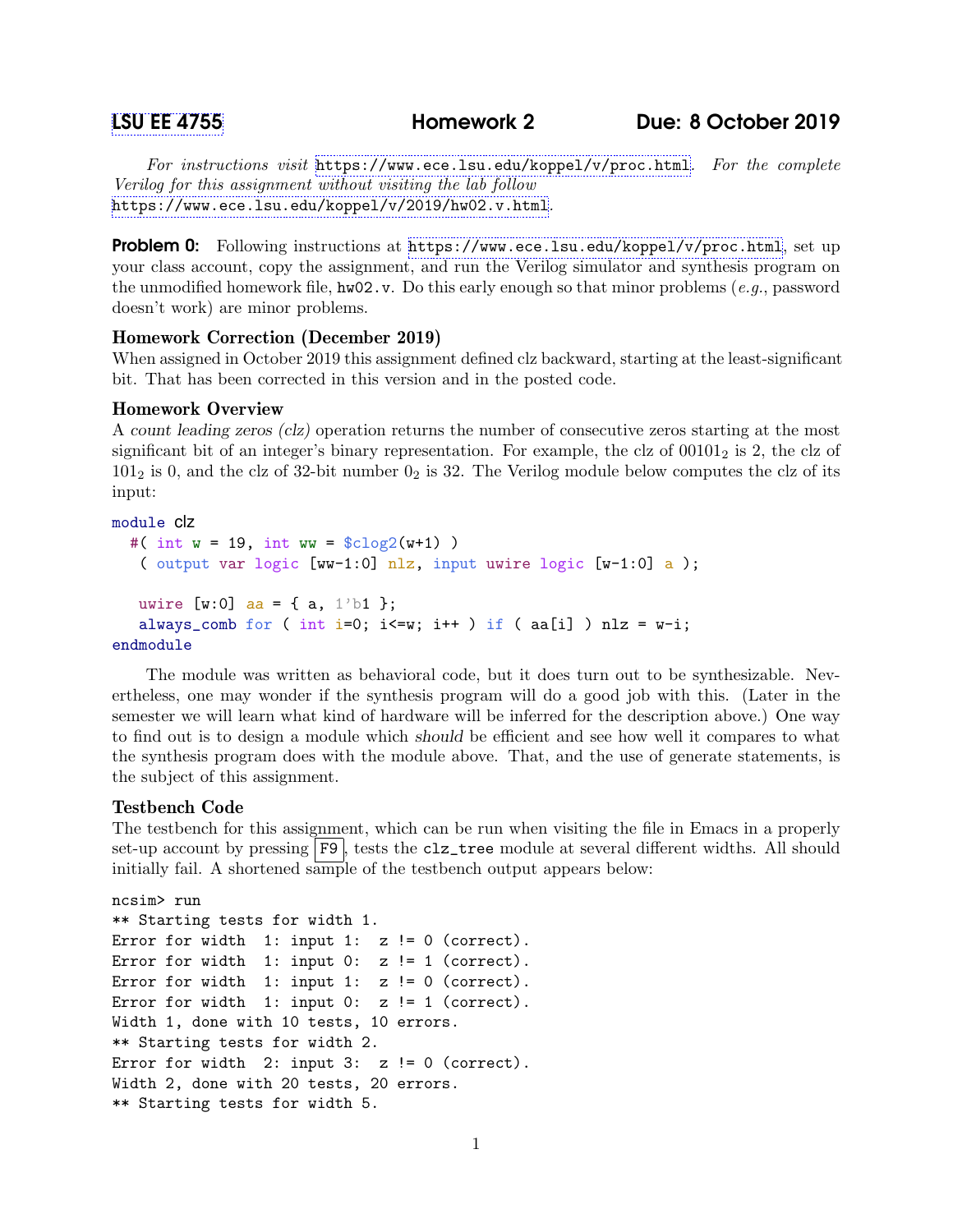LSU EE 4755 **Homework 2** **Due: 8 October 2019**

*For instructions visit* https://www.ece.lsu.edu/koppel/v/proc.html*. For the complete Verilog for this assignment without visiting the lab follow* https://www.ece.lsu.edu/koppel/v/2019/hw02.v.html.

**Problem 0:** Following instructions at https://www.ece.lsu.edu/koppel/v/proc.html, set up your class account, copy the assignment, and run the Verilog simulator and synthesis program on the unmodified homework file, `hw02.v`. Do this early enough so that minor problems (*e.g.*, password doesn't work) are minor problems.

### Homework Correction (December 2019)

When assigned in October 2019 this assignment defined clz backward, starting at the least-significant bit. That has been corrected in this version and in the posted code.

### Homework Overview

A *count leading zeros (clz)* operation returns the number of consecutive zeros starting at the most significant bit of an integer's binary representation. For example, the clz of $00101_2$ is 2, the clz of $101_2$ is 0, and the clz of 32-bit number $0_2$ is 32. The Verilog module below computes the clz of its input:

```
module clz
  #( int w = 19, int ww = $clog2(w+1) )
   ( output var logic [ww-1:0] nlz, input uwire logic [w-1:0] a );

   uwire [w:0] aa = { a, 1'b1 };
   always_comb for ( int i=0; i<=w; i++ ) if ( aa[i] ) nlz = w-i;
endmodule
```

The module was written as behavioral code, but it does turn out to be synthesizable. Nevertheless, one may wonder if the synthesis program will do a good job with this. (Later in the semester we will learn what kind of hardware will be inferred for the description above.) One way to find out is to design a module which *should* be efficient and see how well it compares to what the synthesis program does with the module above. That, and the use of generate statements, is the subject of this assignment.

### Testbench Code

The testbench for this assignment, which can be run when visiting the file in Emacs in a properly set-up account by pressing F9, tests the `clz_tree` module at several different widths. All should initially fail. A shortened sample of the testbench output appears below:

```
ncsim> run
** Starting tests for width 1.
Error for width  1: input 1:  z != 0 (correct).
Error for width  1: input 0:  z != 1 (correct).
Error for width  1: input 1:  z != 0 (correct).
Error for width  1: input 0:  z != 1 (correct).
Width 1, done with 10 tests, 10 errors.
** Starting tests for width 2.
Error for width  2: input 3:  z != 0 (correct).
Width 2, done with 20 tests, 20 errors.
** Starting tests for width 5.
```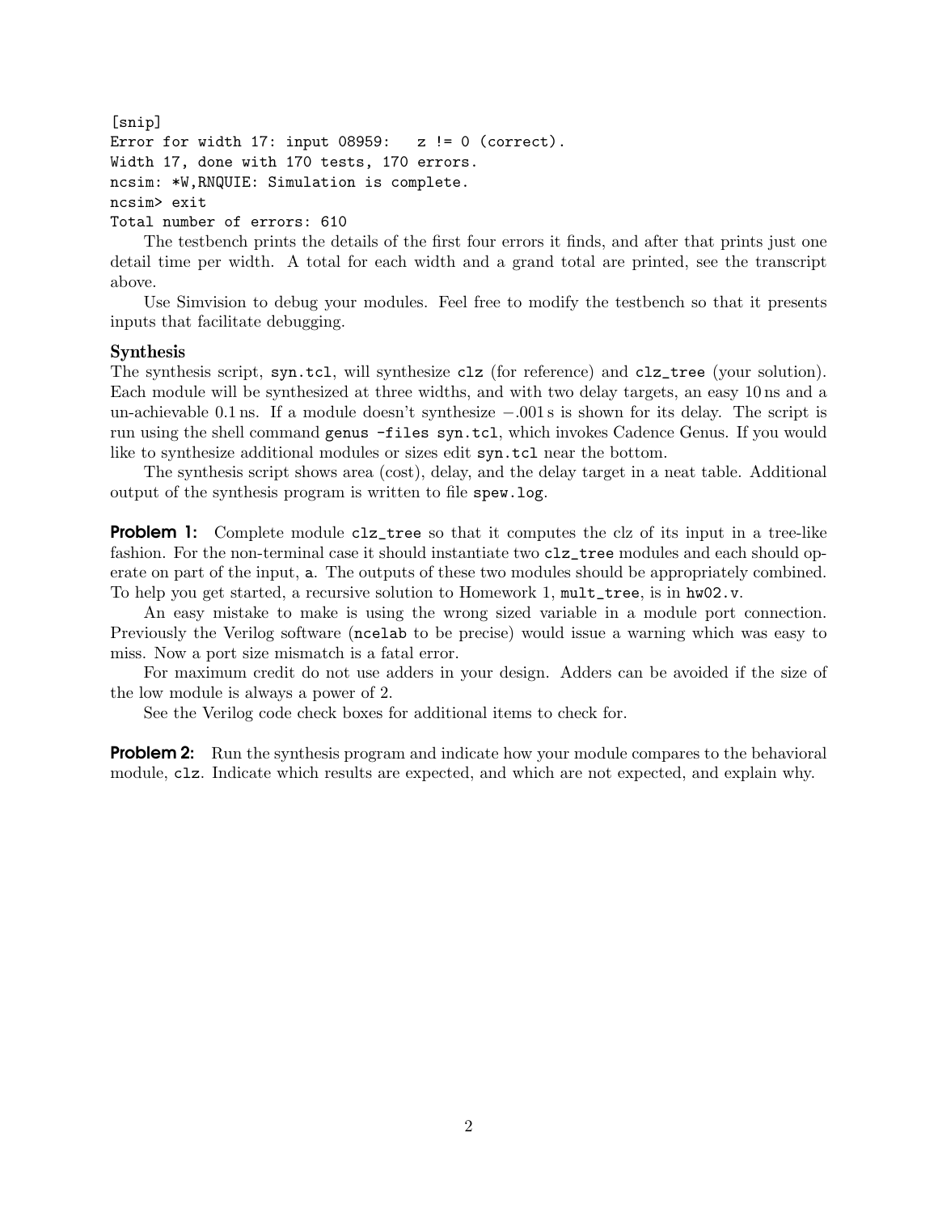```
[snip]
Error for width 17: input 08959:   z != 0 (correct).
Width 17, done with 170 tests, 170 errors.
ncsim: *W,RNQUIE: Simulation is complete.
ncsim> exit
Total number of errors: 610
```

The testbench prints the details of the first four errors it finds, and after that prints just one detail time per width. A total for each width and a grand total are printed, see the transcript above.

Use Simvision to debug your modules. Feel free to modify the testbench so that it presents inputs that facilitate debugging.

### Synthesis

The synthesis script, `syn.tcl`, will synthesize `clz` (for reference) and `clz_tree` (your solution). Each module will be synthesized at three widths, and with two delay targets, an easy 10 ns and a un-achievable 0.1 ns. If a module doesn't synthesize $-.001$ s is shown for its delay. The script is run using the shell command `genus -files syn.tcl`, which invokes Cadence Genus. If you would like to synthesize additional modules or sizes edit `syn.tcl` near the bottom.

The synthesis script shows area (cost), delay, and the delay target in a neat table. Additional output of the synthesis program is written to file `spew.log`.

**Problem 1:** Complete module `clz_tree` so that it computes the clz of its input in a tree-like fashion. For the non-terminal case it should instantiate two `clz_tree` modules and each should operate on part of the input, `a`. The outputs of these two modules should be appropriately combined. To help you get started, a recursive solution to Homework 1, `mult_tree`, is in `hw02.v`.

An easy mistake to make is using the wrong sized variable in a module port connection. Previously the Verilog software (`ncelab` to be precise) would issue a warning which was easy to miss. Now a port size mismatch is a fatal error.

For maximum credit do not use adders in your design. Adders can be avoided if the size of the low module is always a power of 2.

See the Verilog code check boxes for additional items to check for.

**Problem 2:** Run the synthesis program and indicate how your module compares to the behavioral module, `clz`. Indicate which results are expected, and which are not expected, and explain why.